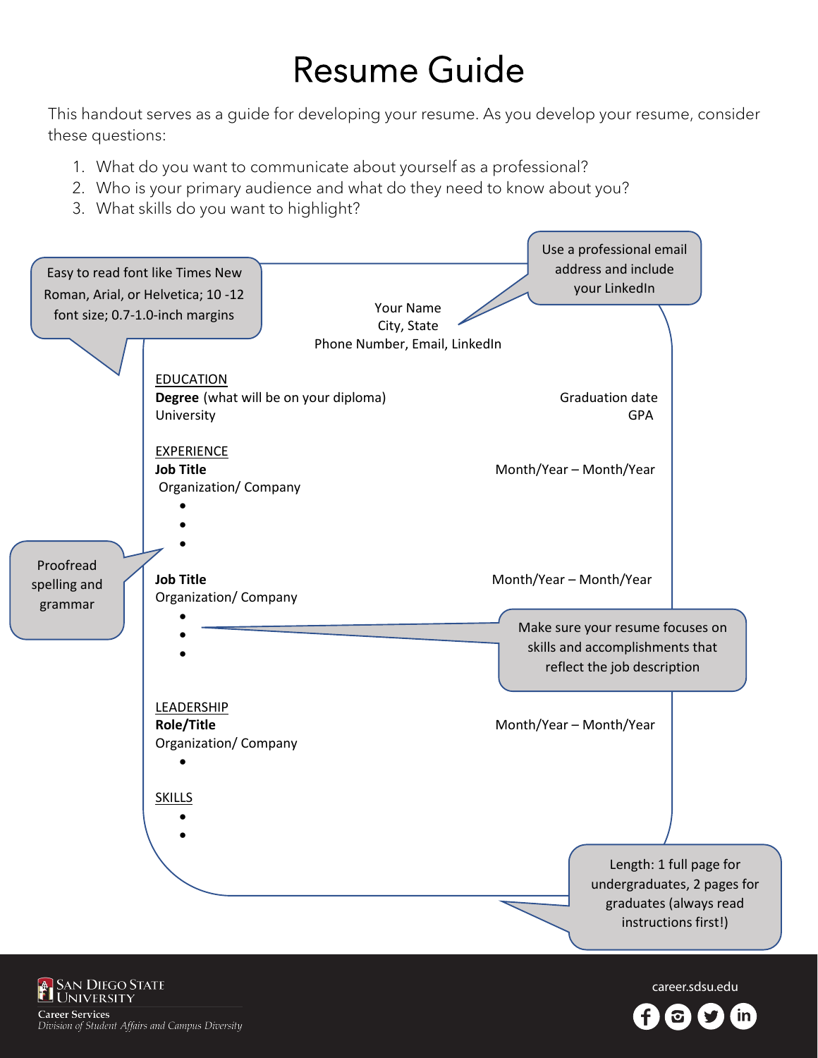# Resume Guide

This handout serves as a guide for developing your resume. As you develop your resume, consider these questions:

1. What do you want to communicate about yourself as a professional?
2. Who is your primary audience and what do they need to know about you?
3. What skills do you want to highlight?

> Easy to read font like Times New Roman, Arial, or Helvetica; 10 -12 font size; 0.7-1.0-inch margins

> Use a professional email address and include your LinkedIn

Your Name
City, State
Phone Number, Email, LinkedIn

EDUCATION

**Degree** (what will be on your diploma) — Graduation date
University — GPA

EXPERIENCE

**Job Title** — Month/Year – Month/Year
Organization/ Company

- 
- 
- 

> Proofread spelling and grammar

**Job Title** — Month/Year – Month/Year
Organization/ Company

- 
- 
- 

> Make sure your resume focuses on skills and accomplishments that reflect the job description

LEADERSHIP

**Role/Title** — Month/Year – Month/Year
Organization/ Company

- 

SKILLS

- 
- 

> Length: 1 full page for undergraduates, 2 pages for graduates (always read instructions first!)

San Diego State University
Career Services
*Division of Student Affairs and Campus Diversity*

career.sdsu.edu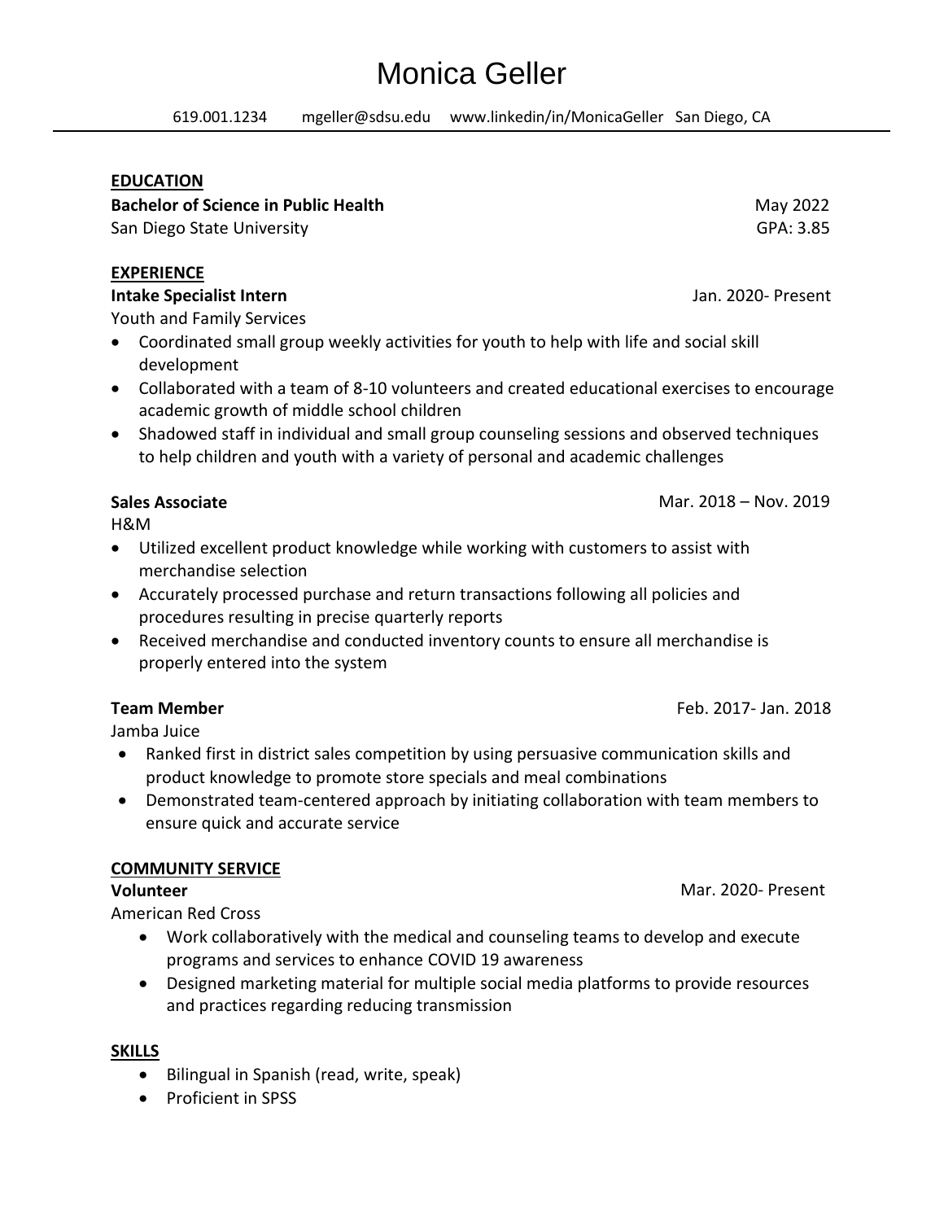# Monica Geller

619.001.1234 mgeller@sdsu.edu www.linkedin/in/MonicaGeller San Diego, CA

## EDUCATION

**Bachelor of Science in Public Health** May 2022
San Diego State University GPA: 3.85

## EXPERIENCE

**Intake Specialist Intern** Jan. 2020- Present
Youth and Family Services

- Coordinated small group weekly activities for youth to help with life and social skill development
- Collaborated with a team of 8-10 volunteers and created educational exercises to encourage academic growth of middle school children
- Shadowed staff in individual and small group counseling sessions and observed techniques to help children and youth with a variety of personal and academic challenges

**Sales Associate** Mar. 2018 – Nov. 2019
H&M

- Utilized excellent product knowledge while working with customers to assist with merchandise selection
- Accurately processed purchase and return transactions following all policies and procedures resulting in precise quarterly reports
- Received merchandise and conducted inventory counts to ensure all merchandise is properly entered into the system

**Team Member** Feb. 2017- Jan. 2018
Jamba Juice

- Ranked first in district sales competition by using persuasive communication skills and product knowledge to promote store specials and meal combinations
- Demonstrated team-centered approach by initiating collaboration with team members to ensure quick and accurate service

## COMMUNITY SERVICE

**Volunteer** Mar. 2020- Present
American Red Cross

- Work collaboratively with the medical and counseling teams to develop and execute programs and services to enhance COVID 19 awareness
- Designed marketing material for multiple social media platforms to provide resources and practices regarding reducing transmission

## SKILLS

- Bilingual in Spanish (read, write, speak)
- Proficient in SPSS